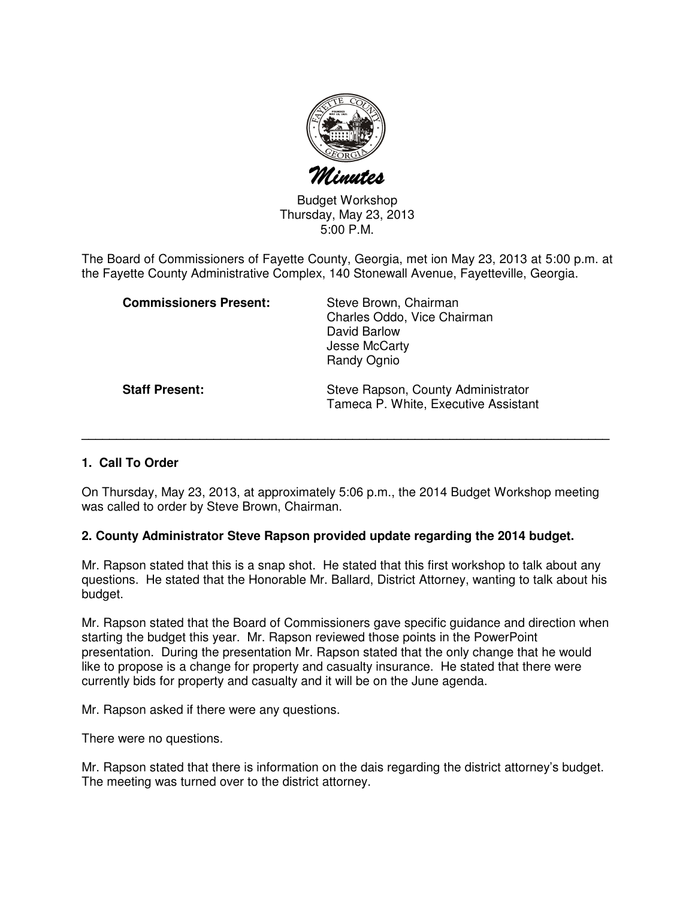# Minutes

Budget Workshop
Thursday, May 23, 2013
5:00 P.M.

The Board of Commissioners of Fayette County, Georgia, met ion May 23, 2013 at 5:00 p.m. at the Fayette County Administrative Complex, 140 Stonewall Avenue, Fayetteville, Georgia.

| | |
|---|---|
| **Commissioners Present:** | Steve Brown, Chairman<br>Charles Oddo, Vice Chairman<br>David Barlow<br>Jesse McCarty<br>Randy Ognio |
| **Staff Present:** | Steve Rapson, County Administrator<br>Tameca P. White, Executive Assistant |

---

**1. Call To Order**

On Thursday, May 23, 2013, at approximately 5:06 p.m., the 2014 Budget Workshop meeting was called to order by Steve Brown, Chairman.

**2. County Administrator Steve Rapson provided update regarding the 2014 budget.**

Mr. Rapson stated that this is a snap shot. He stated that this first workshop to talk about any questions. He stated that the Honorable Mr. Ballard, District Attorney, wanting to talk about his budget.

Mr. Rapson stated that the Board of Commissioners gave specific guidance and direction when starting the budget this year. Mr. Rapson reviewed those points in the PowerPoint presentation. During the presentation Mr. Rapson stated that the only change that he would like to propose is a change for property and casualty insurance. He stated that there were currently bids for property and casualty and it will be on the June agenda.

Mr. Rapson asked if there were any questions.

There were no questions.

Mr. Rapson stated that there is information on the dais regarding the district attorney's budget. The meeting was turned over to the district attorney.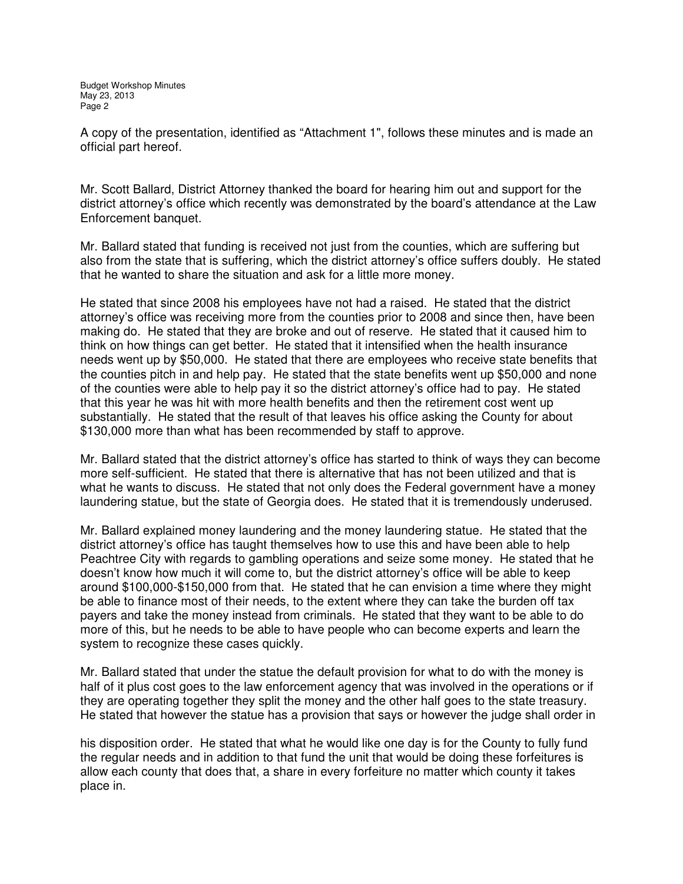A copy of the presentation, identified as "Attachment 1", follows these minutes and is made an official part hereof.

Mr. Scott Ballard, District Attorney thanked the board for hearing him out and support for the district attorney's office which recently was demonstrated by the board's attendance at the Law Enforcement banquet.

Mr. Ballard stated that funding is received not just from the counties, which are suffering but also from the state that is suffering, which the district attorney's office suffers doubly. He stated that he wanted to share the situation and ask for a little more money.

He stated that since 2008 his employees have not had a raised. He stated that the district attorney's office was receiving more from the counties prior to 2008 and since then, have been making do. He stated that they are broke and out of reserve. He stated that it caused him to think on how things can get better. He stated that it intensified when the health insurance needs went up by $50,000. He stated that there are employees who receive state benefits that the counties pitch in and help pay. He stated that the state benefits went up $50,000 and none of the counties were able to help pay it so the district attorney's office had to pay. He stated that this year he was hit with more health benefits and then the retirement cost went up substantially. He stated that the result of that leaves his office asking the County for about $130,000 more than what has been recommended by staff to approve.

Mr. Ballard stated that the district attorney's office has started to think of ways they can become more self-sufficient. He stated that there is alternative that has not been utilized and that is what he wants to discuss. He stated that not only does the Federal government have a money laundering statue, but the state of Georgia does. He stated that it is tremendously underused.

Mr. Ballard explained money laundering and the money laundering statue. He stated that the district attorney's office has taught themselves how to use this and have been able to help Peachtree City with regards to gambling operations and seize some money. He stated that he doesn't know how much it will come to, but the district attorney's office will be able to keep around $100,000-$150,000 from that. He stated that he can envision a time where they might be able to finance most of their needs, to the extent where they can take the burden off tax payers and take the money instead from criminals. He stated that they want to be able to do more of this, but he needs to be able to have people who can become experts and learn the system to recognize these cases quickly.

Mr. Ballard stated that under the statue the default provision for what to do with the money is half of it plus cost goes to the law enforcement agency that was involved in the operations or if they are operating together they split the money and the other half goes to the state treasury. He stated that however the statue has a provision that says or however the judge shall order in his disposition order. He stated that what he would like one day is for the County to fully fund the regular needs and in addition to that fund the unit that would be doing these forfeitures is allow each county that does that, a share in every forfeiture no matter which county it takes place in.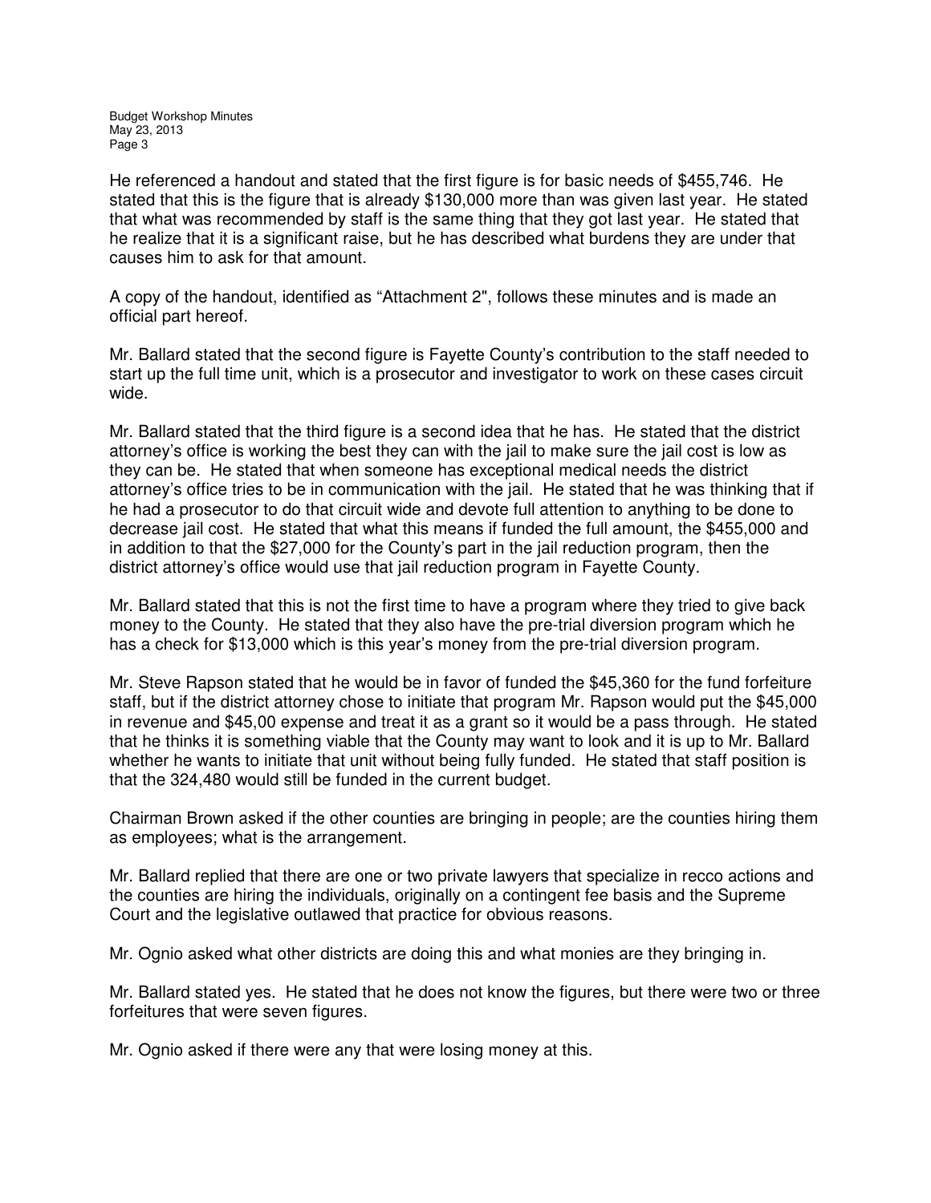He referenced a handout and stated that the first figure is for basic needs of $455,746. He stated that this is the figure that is already $130,000 more than was given last year. He stated that what was recommended by staff is the same thing that they got last year. He stated that he realize that it is a significant raise, but he has described what burdens they are under that causes him to ask for that amount.

A copy of the handout, identified as "Attachment 2", follows these minutes and is made an official part hereof.

Mr. Ballard stated that the second figure is Fayette County's contribution to the staff needed to start up the full time unit, which is a prosecutor and investigator to work on these cases circuit wide.

Mr. Ballard stated that the third figure is a second idea that he has. He stated that the district attorney's office is working the best they can with the jail to make sure the jail cost is low as they can be. He stated that when someone has exceptional medical needs the district attorney's office tries to be in communication with the jail. He stated that he was thinking that if he had a prosecutor to do that circuit wide and devote full attention to anything to be done to decrease jail cost. He stated that what this means if funded the full amount, the $455,000 and in addition to that the $27,000 for the County's part in the jail reduction program, then the district attorney's office would use that jail reduction program in Fayette County.

Mr. Ballard stated that this is not the first time to have a program where they tried to give back money to the County. He stated that they also have the pre-trial diversion program which he has a check for $13,000 which is this year's money from the pre-trial diversion program.

Mr. Steve Rapson stated that he would be in favor of funded the $45,360 for the fund forfeiture staff, but if the district attorney chose to initiate that program Mr. Rapson would put the $45,000 in revenue and $45,00 expense and treat it as a grant so it would be a pass through. He stated that he thinks it is something viable that the County may want to look and it is up to Mr. Ballard whether he wants to initiate that unit without being fully funded. He stated that staff position is that the 324,480 would still be funded in the current budget.

Chairman Brown asked if the other counties are bringing in people; are the counties hiring them as employees; what is the arrangement.

Mr. Ballard replied that there are one or two private lawyers that specialize in recco actions and the counties are hiring the individuals, originally on a contingent fee basis and the Supreme Court and the legislative outlawed that practice for obvious reasons.

Mr. Ognio asked what other districts are doing this and what monies are they bringing in.

Mr. Ballard stated yes. He stated that he does not know the figures, but there were two or three forfeitures that were seven figures.

Mr. Ognio asked if there were any that were losing money at this.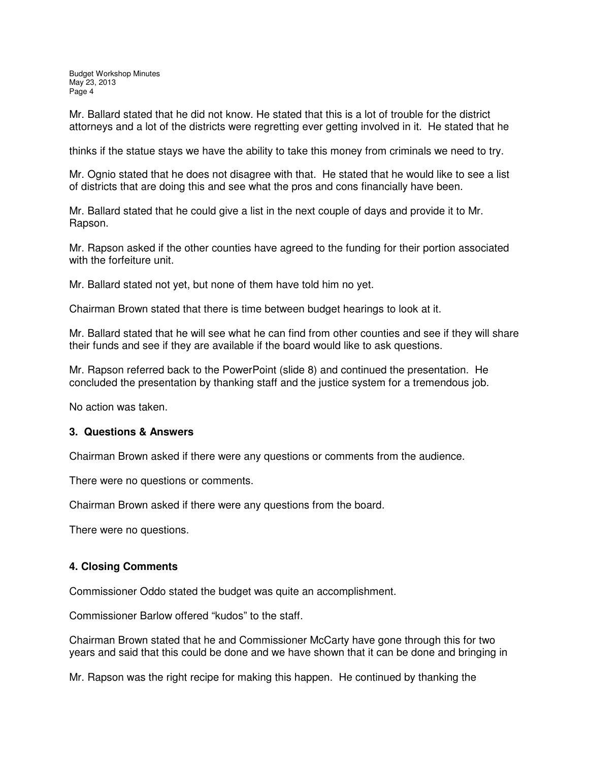Mr. Ballard stated that he did not know. He stated that this is a lot of trouble for the district attorneys and a lot of the districts were regretting ever getting involved in it. He stated that he thinks if the statue stays we have the ability to take this money from criminals we need to try.

Mr. Ognio stated that he does not disagree with that. He stated that he would like to see a list of districts that are doing this and see what the pros and cons financially have been.

Mr. Ballard stated that he could give a list in the next couple of days and provide it to Mr. Rapson.

Mr. Rapson asked if the other counties have agreed to the funding for their portion associated with the forfeiture unit.

Mr. Ballard stated not yet, but none of them have told him no yet.

Chairman Brown stated that there is time between budget hearings to look at it.

Mr. Ballard stated that he will see what he can find from other counties and see if they will share their funds and see if they are available if the board would like to ask questions.

Mr. Rapson referred back to the PowerPoint (slide 8) and continued the presentation. He concluded the presentation by thanking staff and the justice system for a tremendous job.

No action was taken.

### 3. Questions & Answers

Chairman Brown asked if there were any questions or comments from the audience.

There were no questions or comments.

Chairman Brown asked if there were any questions from the board.

There were no questions.

### 4. Closing Comments

Commissioner Oddo stated the budget was quite an accomplishment.

Commissioner Barlow offered "kudos" to the staff.

Chairman Brown stated that he and Commissioner McCarty have gone through this for two years and said that this could be done and we have shown that it can be done and bringing in Mr. Rapson was the right recipe for making this happen. He continued by thanking the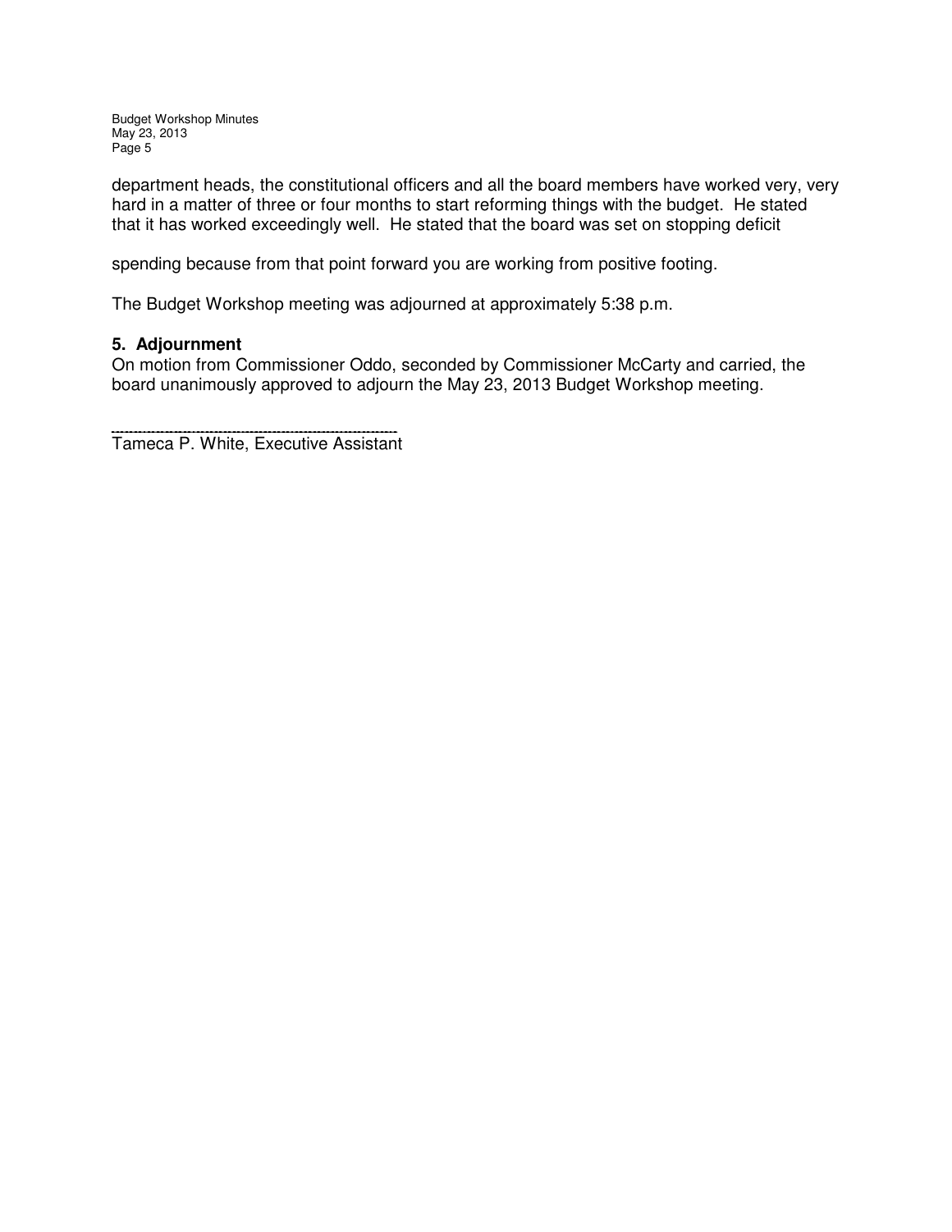department heads, the constitutional officers and all the board members have worked very, very hard in a matter of three or four months to start reforming things with the budget. He stated that it has worked exceedingly well. He stated that the board was set on stopping deficit

spending because from that point forward you are working from positive footing.

The Budget Workshop meeting was adjourned at approximately 5:38 p.m.

**5. Adjournment**

On motion from Commissioner Oddo, seconded by Commissioner McCarty and carried, the board unanimously approved to adjourn the May 23, 2013 Budget Workshop meeting.

---

Tameca P. White, Executive Assistant